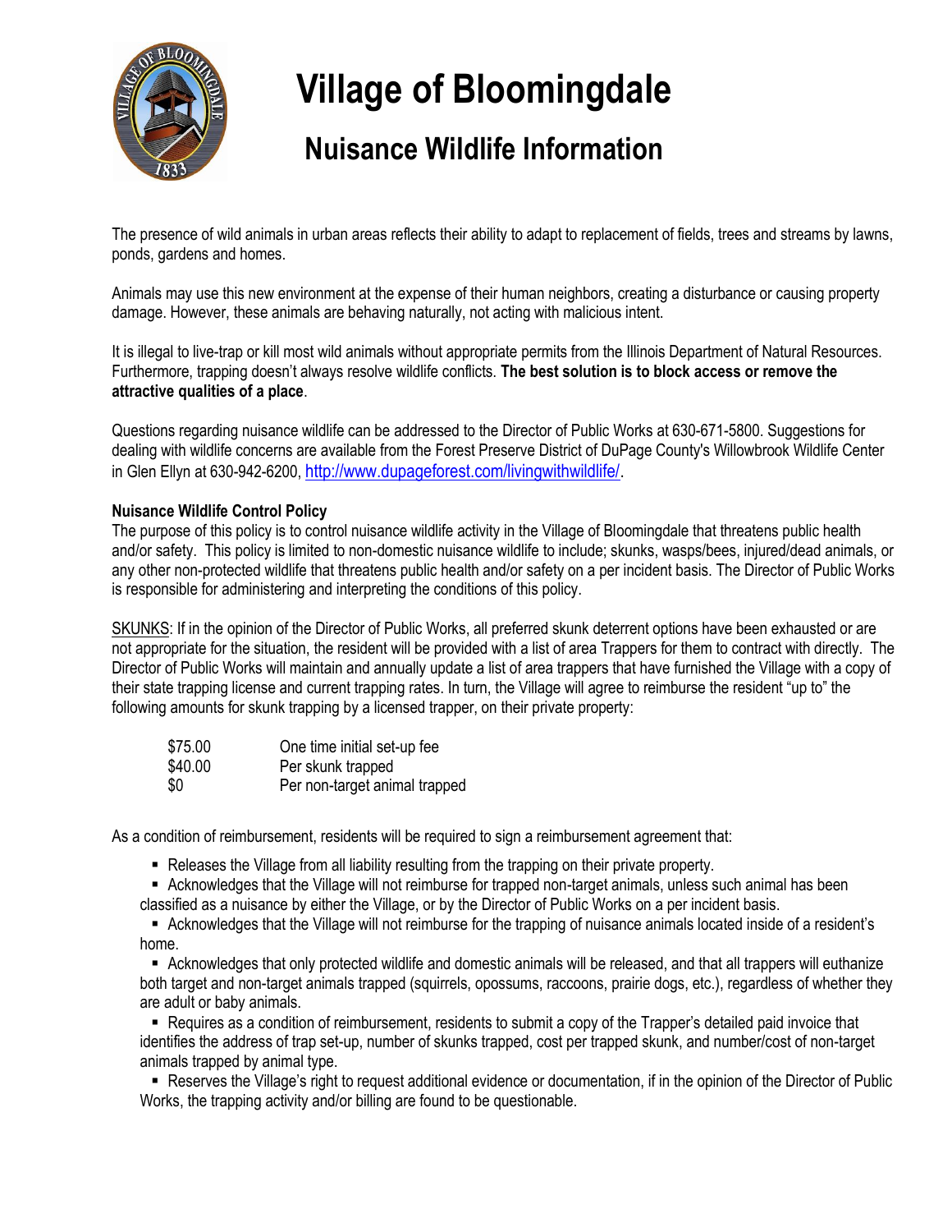# Village of Bloomingdale

## Nuisance Wildlife Information

The presence of wild animals in urban areas reflects their ability to adapt to replacement of fields, trees and streams by lawns, ponds, gardens and homes.

Animals may use this new environment at the expense of their human neighbors, creating a disturbance or causing property damage. However, these animals are behaving naturally, not acting with malicious intent.

It is illegal to live-trap or kill most wild animals without appropriate permits from the Illinois Department of Natural Resources. Furthermore, trapping doesn't always resolve wildlife conflicts. **The best solution is to block access or remove the attractive qualities of a place**.

Questions regarding nuisance wildlife can be addressed to the Director of Public Works at 630-671-5800. Suggestions for dealing with wildlife concerns are available from the Forest Preserve District of DuPage County's Willowbrook Wildlife Center in Glen Ellyn at 630-942-6200, http://www.dupageforest.com/livingwithwildlife/.

**Nuisance Wildlife Control Policy**

The purpose of this policy is to control nuisance wildlife activity in the Village of Bloomingdale that threatens public health and/or safety. This policy is limited to non-domestic nuisance wildlife to include; skunks, wasps/bees, injured/dead animals, or any other non-protected wildlife that threatens public health and/or safety on a per incident basis. The Director of Public Works is responsible for administering and interpreting the conditions of this policy.

SKUNKS: If in the opinion of the Director of Public Works, all preferred skunk deterrent options have been exhausted or are not appropriate for the situation, the resident will be provided with a list of area Trappers for them to contract with directly. The Director of Public Works will maintain and annually update a list of area trappers that have furnished the Village with a copy of their state trapping license and current trapping rates. In turn, the Village will agree to reimburse the resident "up to" the following amounts for skunk trapping by a licensed trapper, on their private property:

| | |
|---|---|
| $75.00 | One time initial set-up fee |
| $40.00 | Per skunk trapped |
| $0 | Per non-target animal trapped |

As a condition of reimbursement, residents will be required to sign a reimbursement agreement that:

- Releases the Village from all liability resulting from the trapping on their private property.
- Acknowledges that the Village will not reimburse for trapped non-target animals, unless such animal has been classified as a nuisance by either the Village, or by the Director of Public Works on a per incident basis.
- Acknowledges that the Village will not reimburse for the trapping of nuisance animals located inside of a resident's home.
- Acknowledges that only protected wildlife and domestic animals will be released, and that all trappers will euthanize both target and non-target animals trapped (squirrels, opossums, raccoons, prairie dogs, etc.), regardless of whether they are adult or baby animals.
- Requires as a condition of reimbursement, residents to submit a copy of the Trapper's detailed paid invoice that identifies the address of trap set-up, number of skunks trapped, cost per trapped skunk, and number/cost of non-target animals trapped by animal type.
- Reserves the Village's right to request additional evidence or documentation, if in the opinion of the Director of Public Works, the trapping activity and/or billing are found to be questionable.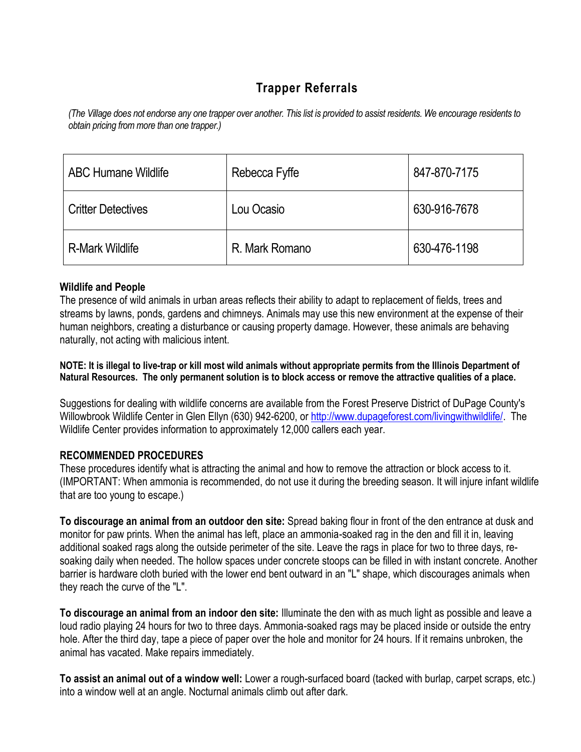## Trapper Referrals

*(The Village does not endorse any one trapper over another. This list is provided to assist residents. We encourage residents to obtain pricing from more than one trapper.)*

| | | |
|---|---|---|
| ABC Humane Wildlife | Rebecca Fyffe | 847-870-7175 |
| Critter Detectives | Lou Ocasio | 630-916-7678 |
| R-Mark Wildlife | R. Mark Romano | 630-476-1198 |

**Wildlife and People**

The presence of wild animals in urban areas reflects their ability to adapt to replacement of fields, trees and streams by lawns, ponds, gardens and chimneys. Animals may use this new environment at the expense of their human neighbors, creating a disturbance or causing property damage. However, these animals are behaving naturally, not acting with malicious intent.

**NOTE: It is illegal to live-trap or kill most wild animals without appropriate permits from the Illinois Department of Natural Resources. The only permanent solution is to block access or remove the attractive qualities of a place.**

Suggestions for dealing with wildlife concerns are available from the Forest Preserve District of DuPage County's Willowbrook Wildlife Center in Glen Ellyn (630) 942-6200, or [http://www.dupageforest.com/livingwithwildlife/](http://www.dupageforest.com/livingwithwildlife/). The Wildlife Center provides information to approximately 12,000 callers each year.

**RECOMMENDED PROCEDURES**

These procedures identify what is attracting the animal and how to remove the attraction or block access to it. (IMPORTANT: When ammonia is recommended, do not use it during the breeding season. It will injure infant wildlife that are too young to escape.)

**To discourage an animal from an outdoor den site:** Spread baking flour in front of the den entrance at dusk and monitor for paw prints. When the animal has left, place an ammonia-soaked rag in the den and fill it in, leaving additional soaked rags along the outside perimeter of the site. Leave the rags in place for two to three days, re-soaking daily when needed. The hollow spaces under concrete stoops can be filled in with instant concrete. Another barrier is hardware cloth buried with the lower end bent outward in an "L" shape, which discourages animals when they reach the curve of the "L".

**To discourage an animal from an indoor den site:** Illuminate the den with as much light as possible and leave a loud radio playing 24 hours for two to three days. Ammonia-soaked rags may be placed inside or outside the entry hole. After the third day, tape a piece of paper over the hole and monitor for 24 hours. If it remains unbroken, the animal has vacated. Make repairs immediately.

**To assist an animal out of a window well:** Lower a rough-surfaced board (tacked with burlap, carpet scraps, etc.) into a window well at an angle. Nocturnal animals climb out after dark.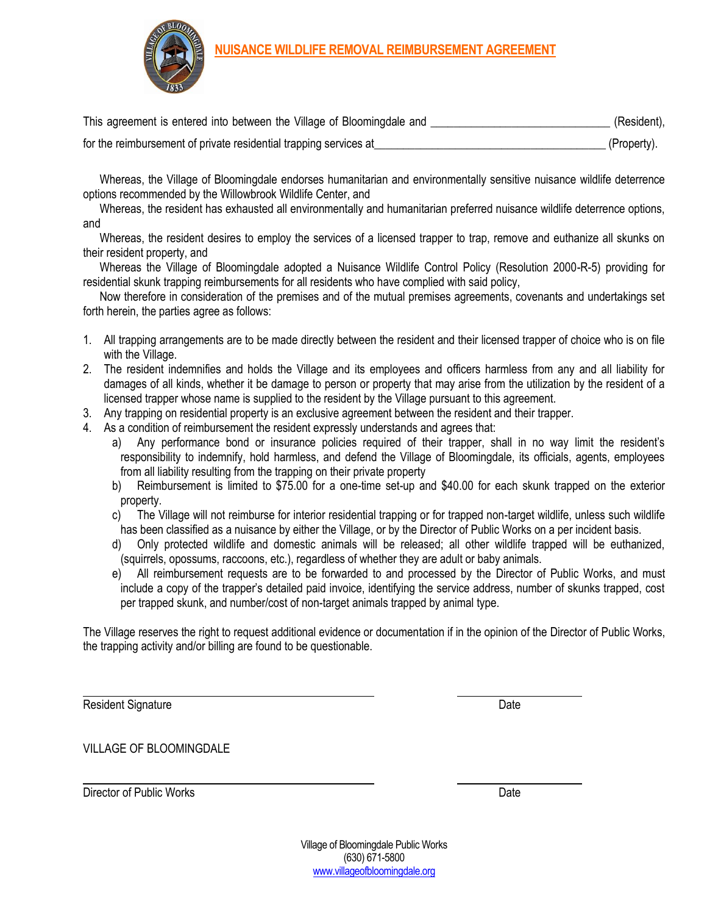# NUISANCE WILDLIFE REMOVAL REIMBURSEMENT AGREEMENT

This agreement is entered into between the Village of Bloomingdale and ______________________________ (Resident), for the reimbursement of private residential trapping services at________________________________________ (Property).

Whereas, the Village of Bloomingdale endorses humanitarian and environmentally sensitive nuisance wildlife deterrence options recommended by the Willowbrook Wildlife Center, and

Whereas, the resident has exhausted all environmentally and humanitarian preferred nuisance wildlife deterrence options, and

Whereas, the resident desires to employ the services of a licensed trapper to trap, remove and euthanize all skunks on their resident property, and

Whereas the Village of Bloomingdale adopted a Nuisance Wildlife Control Policy (Resolution 2000-R-5) providing for residential skunk trapping reimbursements for all residents who have complied with said policy,

Now therefore in consideration of the premises and of the mutual premises agreements, covenants and undertakings set forth herein, the parties agree as follows:

1. All trapping arrangements are to be made directly between the resident and their licensed trapper of choice who is on file with the Village.
2. The resident indemnifies and holds the Village and its employees and officers harmless from any and all liability for damages of all kinds, whether it be damage to person or property that may arise from the utilization by the resident of a licensed trapper whose name is supplied to the resident by the Village pursuant to this agreement.
3. Any trapping on residential property is an exclusive agreement between the resident and their trapper.
4. As a condition of reimbursement the resident expressly understands and agrees that:
   a) Any performance bond or insurance policies required of their trapper, shall in no way limit the resident's responsibility to indemnify, hold harmless, and defend the Village of Bloomingdale, its officials, agents, employees from all liability resulting from the trapping on their private property
   b) Reimbursement is limited to $75.00 for a one-time set-up and $40.00 for each skunk trapped on the exterior property.
   c) The Village will not reimburse for interior residential trapping or for trapped non-target wildlife, unless such wildlife has been classified as a nuisance by either the Village, or by the Director of Public Works on a per incident basis.
   d) Only protected wildlife and domestic animals will be released; all other wildlife trapped will be euthanized, (squirrels, opossums, raccoons, etc.), regardless of whether they are adult or baby animals.
   e) All reimbursement requests are to be forwarded to and processed by the Director of Public Works, and must include a copy of the trapper's detailed paid invoice, identifying the service address, number of skunks trapped, cost per trapped skunk, and number/cost of non-target animals trapped by animal type.

The Village reserves the right to request additional evidence or documentation if in the opinion of the Director of Public Works, the trapping activity and/or billing are found to be questionable.

______________________________________ ________________

Resident Signature Date

VILLAGE OF BLOOMINGDALE

______________________________________ ________________

Director of Public Works Date

Village of Bloomingdale Public Works
(630) 671-5800
www.villageofbloomingdale.org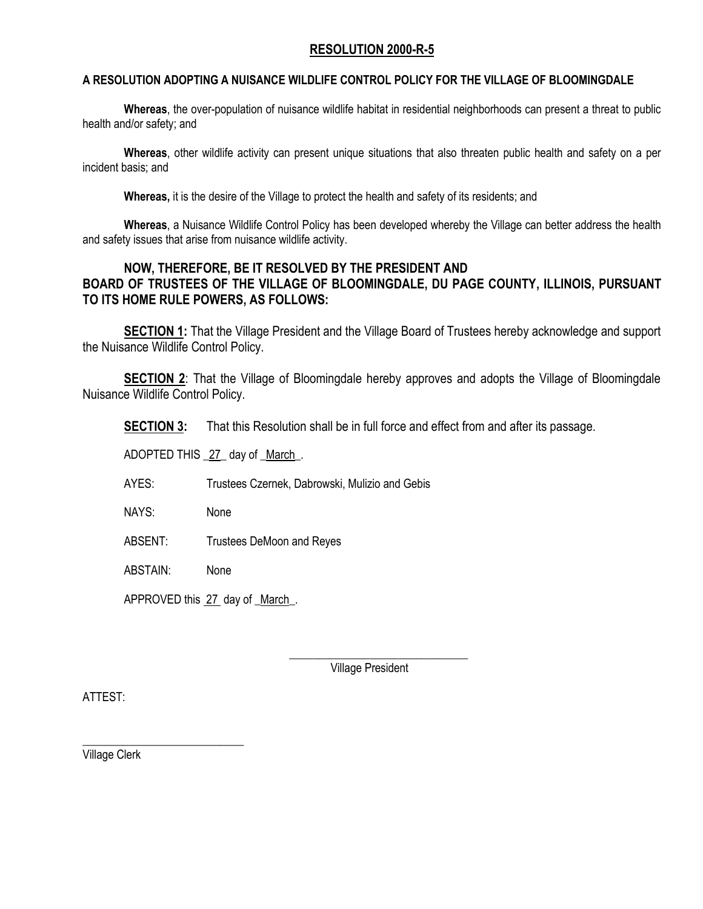# RESOLUTION 2000-R-5

**A RESOLUTION ADOPTING A NUISANCE WILDLIFE CONTROL POLICY FOR THE VILLAGE OF BLOOMINGDALE**

**Whereas**, the over-population of nuisance wildlife habitat in residential neighborhoods can present a threat to public health and/or safety; and

**Whereas**, other wildlife activity can present unique situations that also threaten public health and safety on a per incident basis; and

**Whereas,** it is the desire of the Village to protect the health and safety of its residents; and

**Whereas**, a Nuisance Wildlife Control Policy has been developed whereby the Village can better address the health and safety issues that arise from nuisance wildlife activity.

**NOW, THEREFORE, BE IT RESOLVED BY THE PRESIDENT AND BOARD OF TRUSTEES OF THE VILLAGE OF BLOOMINGDALE, DU PAGE COUNTY, ILLINOIS, PURSUANT TO ITS HOME RULE POWERS, AS FOLLOWS:**

**SECTION 1:** That the Village President and the Village Board of Trustees hereby acknowledge and support the Nuisance Wildlife Control Policy.

**SECTION 2**: That the Village of Bloomingdale hereby approves and adopts the Village of Bloomingdale Nuisance Wildlife Control Policy.

**SECTION 3:** That this Resolution shall be in full force and effect from and after its passage.

ADOPTED THIS _27_ day of _March_.

AYES: Trustees Czernek, Dabrowski, Mulizio and Gebis

NAYS: None

ABSENT: Trustees DeMoon and Reyes

ABSTAIN: None

APPROVED this 27 day of _March_.

\_\_\_\_\_\_\_\_\_\_\_\_\_\_\_\_\_\_\_\_\_\_\_\_\_\_\_\_\_\_
Village President

ATTEST:

\_\_\_\_\_\_\_\_\_\_\_\_\_\_\_\_\_\_\_\_\_\_\_\_\_\_\_\_\_\_
Village Clerk